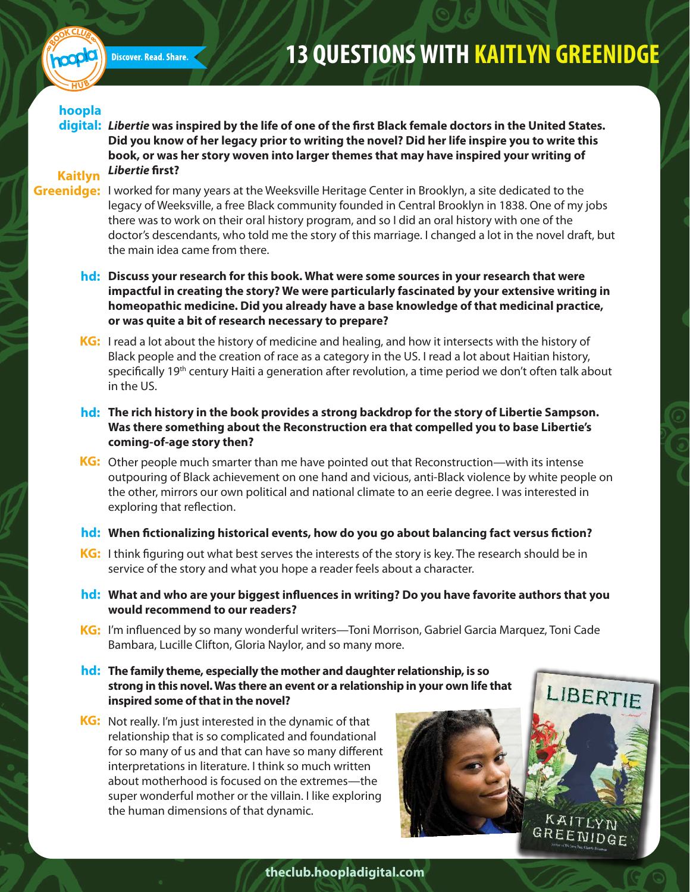# 13 QUESTIONS WITH KAITLYN GREENIDGE

**hoopla digital:** ***Libertie*** **was inspired by the life of one of the first Black female doctors in the United States. Did you know of her legacy prior to writing the novel? Did her life inspire you to write this book, or was her story woven into larger themes that may have inspired your writing of** ***Libertie*** **first?**

**Kaitlyn Greenidge:** I worked for many years at the Weeksville Heritage Center in Brooklyn, a site dedicated to the legacy of Weeksville, a free Black community founded in Central Brooklyn in 1838. One of my jobs there was to work on their oral history program, and so I did an oral history with one of the doctor's descendants, who told me the story of this marriage. I changed a lot in the novel draft, but the main idea came from there.

**hd: Discuss your research for this book. What were some sources in your research that were impactful in creating the story? We were particularly fascinated by your extensive writing in homeopathic medicine. Did you already have a base knowledge of that medicinal practice, or was quite a bit of research necessary to prepare?**

**KG:** I read a lot about the history of medicine and healing, and how it intersects with the history of Black people and the creation of race as a category in the US. I read a lot about Haitian history, specifically 19th century Haiti a generation after revolution, a time period we don't often talk about in the US.

**hd: The rich history in the book provides a strong backdrop for the story of Libertie Sampson. Was there something about the Reconstruction era that compelled you to base Libertie's coming-of-age story then?**

**KG:** Other people much smarter than me have pointed out that Reconstruction—with its intense outpouring of Black achievement on one hand and vicious, anti-Black violence by white people on the other, mirrors our own political and national climate to an eerie degree. I was interested in exploring that reflection.

**hd: When fictionalizing historical events, how do you go about balancing fact versus fiction?**

**KG:** I think figuring out what best serves the interests of the story is key. The research should be in service of the story and what you hope a reader feels about a character.

**hd: What and who are your biggest influences in writing? Do you have favorite authors that you would recommend to our readers?**

**KG:** I'm influenced by so many wonderful writers—Toni Morrison, Gabriel Garcia Marquez, Toni Cade Bambara, Lucille Clifton, Gloria Naylor, and so many more.

**hd: The family theme, especially the mother and daughter relationship, is so strong in this novel. Was there an event or a relationship in your own life that inspired some of that in the novel?**

**KG:** Not really. I'm just interested in the dynamic of that relationship that is so complicated and foundational for so many of us and that can have so many different interpretations in literature. I think so much written about motherhood is focused on the extremes—the super wonderful mother or the villain. I like exploring the human dimensions of that dynamic.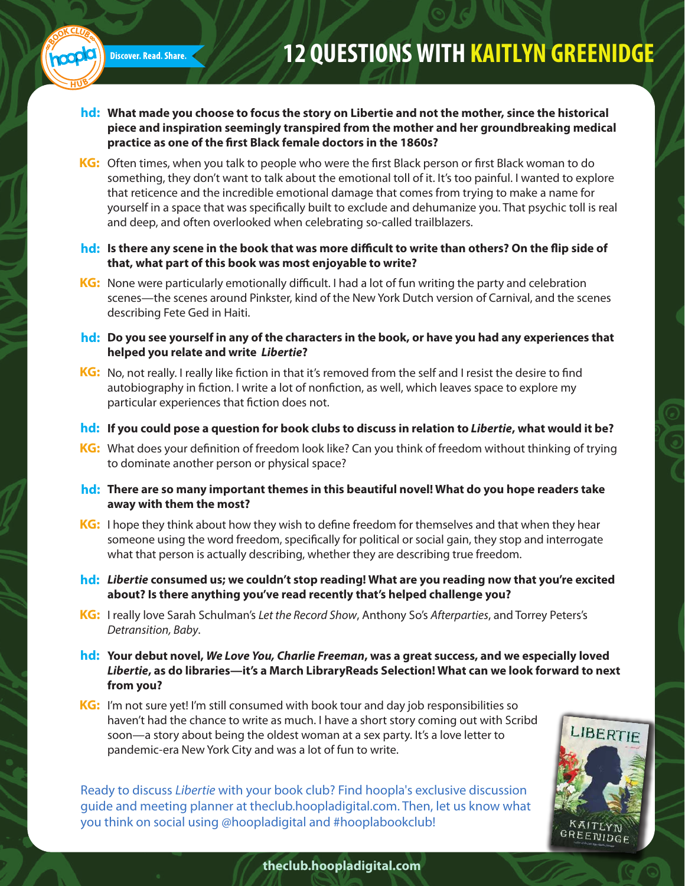# 12 QUESTIONS WITH KAITLYN GREENIDGE

**hd: What made you choose to focus the story on Libertie and not the mother, since the historical piece and inspiration seemingly transpired from the mother and her groundbreaking medical practice as one of the first Black female doctors in the 1860s?**

**KG:** Often times, when you talk to people who were the first Black person or first Black woman to do something, they don't want to talk about the emotional toll of it. It's too painful. I wanted to explore that reticence and the incredible emotional damage that comes from trying to make a name for yourself in a space that was specifically built to exclude and dehumanize you. That psychic toll is real and deep, and often overlooked when celebrating so-called trailblazers.

**hd: Is there any scene in the book that was more difficult to write than others? On the flip side of that, what part of this book was most enjoyable to write?**

**KG:** None were particularly emotionally difficult. I had a lot of fun writing the party and celebration scenes—the scenes around Pinkster, kind of the New York Dutch version of Carnival, and the scenes describing Fete Ged in Haiti.

**hd: Do you see yourself in any of the characters in the book, or have you had any experiences that helped you relate and write *Libertie*?**

**KG:** No, not really. I really like fiction in that it's removed from the self and I resist the desire to find autobiography in fiction. I write a lot of nonfiction, as well, which leaves space to explore my particular experiences that fiction does not.

**hd: If you could pose a question for book clubs to discuss in relation to *Libertie*, what would it be?**

**KG:** What does your definition of freedom look like? Can you think of freedom without thinking of trying to dominate another person or physical space?

**hd: There are so many important themes in this beautiful novel! What do you hope readers take away with them the most?**

**KG:** I hope they think about how they wish to define freedom for themselves and that when they hear someone using the word freedom, specifically for political or social gain, they stop and interrogate what that person is actually describing, whether they are describing true freedom.

**hd: *Libertie* consumed us; we couldn't stop reading! What are you reading now that you're excited about? Is there anything you've read recently that's helped challenge you?**

**KG:** I really love Sarah Schulman's *Let the Record Show*, Anthony So's *Afterparties*, and Torrey Peters's *Detransition, Baby*.

**hd: Your debut novel, *We Love You, Charlie Freeman*, was a great success, and we especially loved *Libertie*, as do libraries—it's a March LibraryReads Selection! What can we look forward to next from you?**

**KG:** I'm not sure yet! I'm still consumed with book tour and day job responsibilities so haven't had the chance to write as much. I have a short story coming out with Scribd soon—a story about being the oldest woman at a sex party. It's a love letter to pandemic-era New York City and was a lot of fun to write.

Ready to discuss *Libertie* with your book club? Find hoopla's exclusive discussion guide and meeting planner at theclub.hoopladigital.com. Then, let us know what you think on social using @hoopladigital and #hooplabookclub!